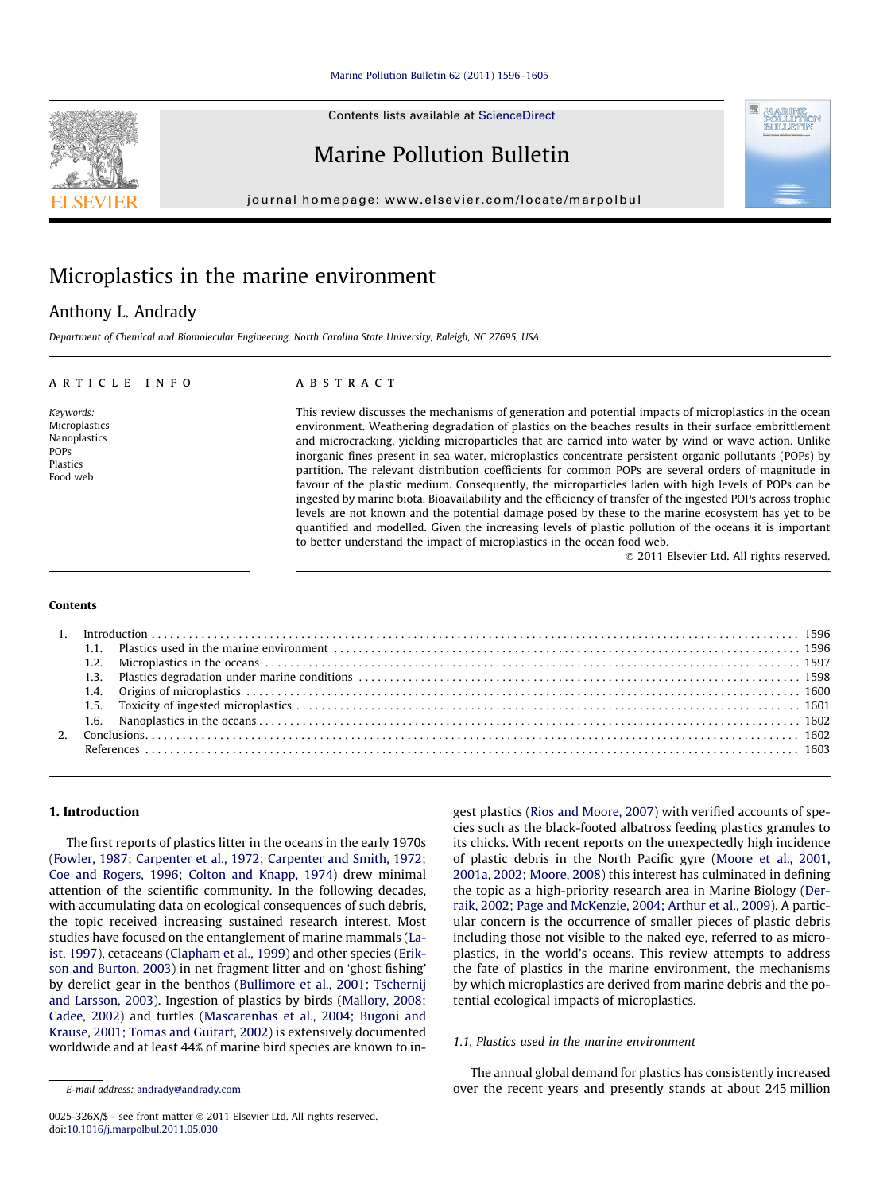# Microplastics in the marine environment

Anthony L. Andrady

*Department of Chemical and Biomolecular Engineering, North Carolina State University, Raleigh, NC 27695, USA*

## ARTICLE INFO

*Keywords:*
Microplastics
Nanoplastics
POPs
Plastics
Food web

## ABSTRACT

This review discusses the mechanisms of generation and potential impacts of microplastics in the ocean environment. Weathering degradation of plastics on the beaches results in their surface embrittlement and microcracking, yielding microparticles that are carried into water by wind or wave action. Unlike inorganic fines present in sea water, microplastics concentrate persistent organic pollutants (POPs) by partition. The relevant distribution coefficients for common POPs are several orders of magnitude in favour of the plastic medium. Consequently, the microparticles laden with high levels of POPs can be ingested by marine biota. Bioavailability and the efficiency of transfer of the ingested POPs across trophic levels are not known and the potential damage posed by these to the marine ecosystem has yet to be quantified and modelled. Given the increasing levels of plastic pollution of the oceans it is important to better understand the impact of microplastics in the ocean food web.

© 2011 Elsevier Ltd. All rights reserved.

## Contents

1. Introduction . . . 1596
   - 1.1. Plastics used in the marine environment . . . 1596
   - 1.2. Microplastics in the oceans . . . 1597
   - 1.3. Plastics degradation under marine conditions . . . 1598
   - 1.4. Origins of microplastics . . . 1600
   - 1.5. Toxicity of ingested microplastics . . . 1601
   - 1.6. Nanoplastics in the oceans . . . 1602
2. Conclusions . . . 1602

References . . . 1603

## 1. Introduction

The first reports of plastics litter in the oceans in the early 1970s (Fowler, 1987; Carpenter et al., 1972; Carpenter and Smith, 1972; Coe and Rogers, 1996; Colton and Knapp, 1974) drew minimal attention of the scientific community. In the following decades, with accumulating data on ecological consequences of such debris, the topic received increasing sustained research interest. Most studies have focused on the entanglement of marine mammals (Laist, 1997), cetaceans (Clapham et al., 1999) and other species (Erikson and Burton, 2003) in net fragment litter and on 'ghost fishing' by derelict gear in the benthos (Bullimore et al., 2001; Tschernij and Larsson, 2003). Ingestion of plastics by birds (Mallory, 2008; Cadee, 2002) and turtles (Mascarenhas et al., 2004; Bugoni and Krause, 2001; Tomas and Guitart, 2002) is extensively documented worldwide and at least 44% of marine bird species are known to ingest plastics (Rios and Moore, 2007) with verified accounts of species such as the black-footed albatross feeding plastics granules to its chicks. With recent reports on the unexpectedly high incidence of plastic debris in the North Pacific gyre (Moore et al., 2001, 2001a, 2002; Moore, 2008) this interest has culminated in defining the topic as a high-priority research area in Marine Biology (Derraik, 2002; Page and McKenzie, 2004; Arthur et al., 2009). A particular concern is the occurrence of smaller pieces of plastic debris including those not visible to the naked eye, referred to as microplastics, in the world's oceans. This review attempts to address the fate of plastics in the marine environment, the mechanisms by which microplastics are derived from marine debris and the potential ecological impacts of microplastics.

### 1.1. Plastics used in the marine environment

The annual global demand for plastics has consistently increased over the recent years and presently stands at about 245 million

E-mail address: andrady@andrady.com

0025-326X/$ - see front matter © 2011 Elsevier Ltd. All rights reserved.
doi:10.1016/j.marpolbul.2011.05.030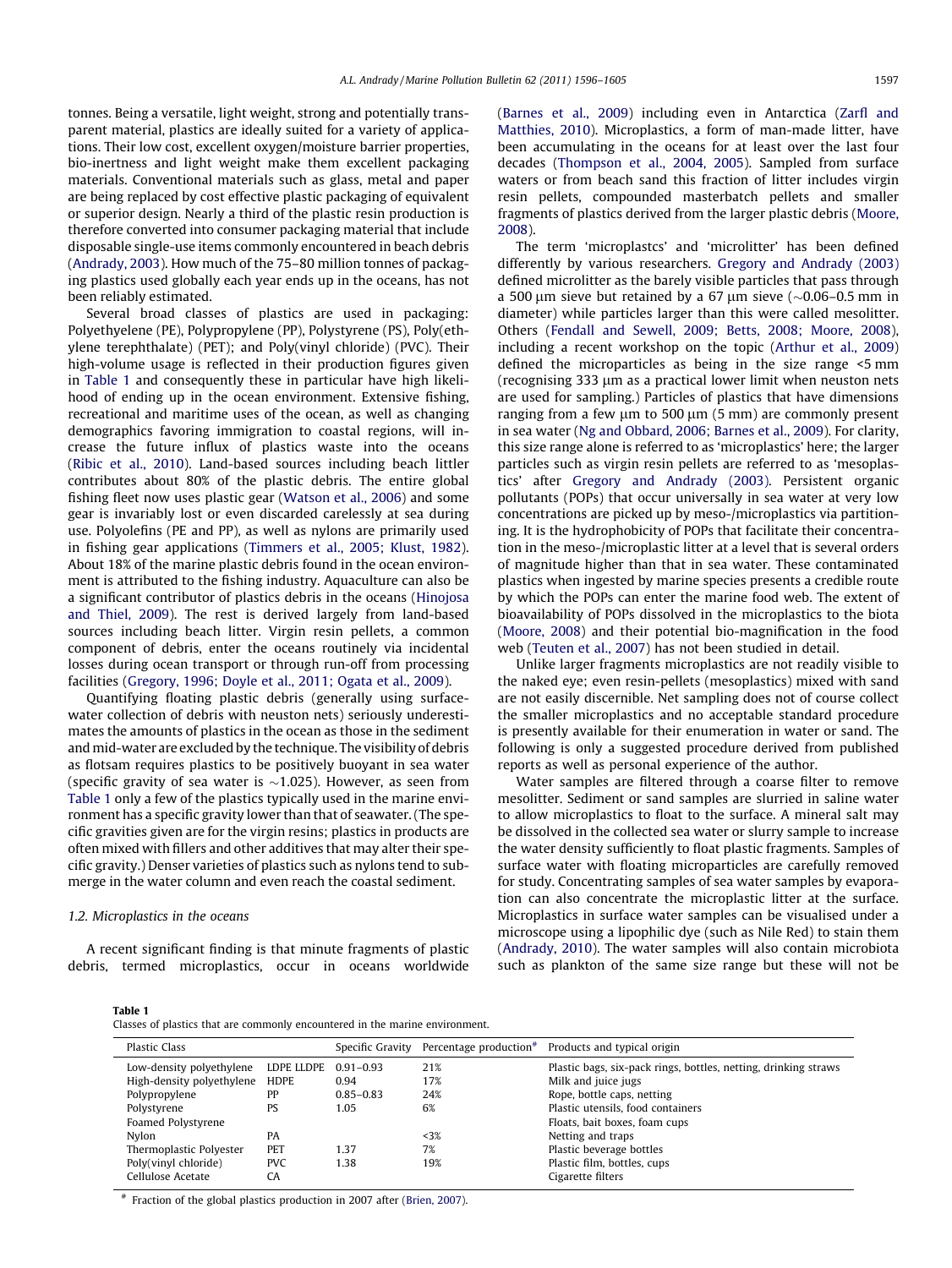tonnes. Being a versatile, light weight, strong and potentially transparent material, plastics are ideally suited for a variety of applications. Their low cost, excellent oxygen/moisture barrier properties, bio-inertness and light weight make them excellent packaging materials. Conventional materials such as glass, metal and paper are being replaced by cost effective plastic packaging of equivalent or superior design. Nearly a third of the plastic resin production is therefore converted into consumer packaging material that include disposable single-use items commonly encountered in beach debris (Andrady, 2003). How much of the 75–80 million tonnes of packaging plastics used globally each year ends up in the oceans, has not been reliably estimated.

Several broad classes of plastics are used in packaging: Polyethyelene (PE), Polypropylene (PP), Polystyrene (PS), Poly(ethylene terephthalate) (PET); and Poly(vinyl chloride) (PVC). Their high-volume usage is reflected in their production figures given in Table 1 and consequently these in particular have high likelihood of ending up in the ocean environment. Extensive fishing, recreational and maritime uses of the ocean, as well as changing demographics favoring immigration to coastal regions, will increase the future influx of plastics waste into the oceans (Ribic et al., 2010). Land-based sources including beach littler contributes about 80% of the plastic debris. The entire global fishing fleet now uses plastic gear (Watson et al., 2006) and some gear is invariably lost or even discarded carelessly at sea during use. Polyolefins (PE and PP), as well as nylons are primarily used in fishing gear applications (Timmers et al., 2005; Klust, 1982). About 18% of the marine plastic debris found in the ocean environment is attributed to the fishing industry. Aquaculture can also be a significant contributor of plastics debris in the oceans (Hinojosa and Thiel, 2009). The rest is derived largely from land-based sources including beach litter. Virgin resin pellets, a common component of debris, enter the oceans routinely via incidental losses during ocean transport or through run-off from processing facilities (Gregory, 1996; Doyle et al., 2011; Ogata et al., 2009).

Quantifying floating plastic debris (generally using surface-water collection of debris with neuston nets) seriously underestimates the amounts of plastics in the ocean as those in the sediment and mid-water are excluded by the technique. The visibility of debris as flotsam requires plastics to be positively buoyant in sea water (specific gravity of sea water is ~1.025). However, as seen from Table 1 only a few of the plastics typically used in the marine environment has a specific gravity lower than that of seawater. (The specific gravities given are for the virgin resins; plastics in products are often mixed with fillers and other additives that may alter their specific gravity.) Denser varieties of plastics such as nylons tend to submerge in the water column and even reach the coastal sediment.

### 1.2. Microplastics in the oceans

A recent significant finding is that minute fragments of plastic debris, termed microplastics, occur in oceans worldwide (Barnes et al., 2009) including even in Antarctica (Zarfl and Matthies, 2010). Microplastics, a form of man-made litter, have been accumulating in the oceans for at least over the last four decades (Thompson et al., 2004, 2005). Sampled from surface waters or from beach sand this fraction of litter includes virgin resin pellets, compounded masterbatch pellets and smaller fragments of plastics derived from the larger plastic debris (Moore, 2008).

The term 'microplastcs' and 'microlitter' has been defined differently by various researchers. Gregory and Andrady (2003) defined microlitter as the barely visible particles that pass through a 500 μm sieve but retained by a 67 μm sieve (~0.06–0.5 mm in diameter) while particles larger than this were called mesolitter. Others (Fendall and Sewell, 2009; Betts, 2008; Moore, 2008), including a recent workshop on the topic (Arthur et al., 2009) defined the microparticles as being in the size range <5 mm (recognising 333 μm as a practical lower limit when neuston nets are used for sampling.) Particles of plastics that have dimensions ranging from a few μm to 500 μm (5 mm) are commonly present in sea water (Ng and Obbard, 2006; Barnes et al., 2009). For clarity, this size range alone is referred to as 'microplastics' here; the larger particles such as virgin resin pellets are referred to as 'mesoplastics' after Gregory and Andrady (2003). Persistent organic pollutants (POPs) that occur universally in sea water at very low concentrations are picked up by meso-/microplastics via partitioning. It is the hydrophobicity of POPs that facilitate their concentration in the meso-/microplastic litter at a level that is several orders of magnitude higher than that in sea water. These contaminated plastics when ingested by marine species presents a credible route by which the POPs can enter the marine food web. The extent of bioavailability of POPs dissolved in the microplastics to the biota (Moore, 2008) and their potential bio-magnification in the food web (Teuten et al., 2007) has not been studied in detail.

Unlike larger fragments microplastics are not readily visible to the naked eye; even resin-pellets (mesoplastics) mixed with sand are not easily discernible. Net sampling does not of course collect the smaller microplastics and no acceptable standard procedure is presently available for their enumeration in water or sand. The following is only a suggested procedure derived from published reports as well as personal experience of the author.

Water samples are filtered through a coarse filter to remove mesolitter. Sediment or sand samples are slurried in saline water to allow microplastics to float to the surface. A mineral salt may be dissolved in the collected sea water or slurry sample to increase the water density sufficiently to float plastic fragments. Samples of surface water with floating microparticles are carefully removed for study. Concentrating samples of sea water samples by evaporation can also concentrate the microplastic litter at the surface. Microplastics in surface water samples can be visualised under a microscope using a lipophilic dye (such as Nile Red) to stain them (Andrady, 2010). The water samples will also contain microbiota such as plankton of the same size range but these will not be

**Table 1**
Classes of plastics that are commonly encountered in the marine environment.

| Plastic Class | | Specific Gravity | Percentage production[#] | Products and typical origin |
|---|---|---|---|---|
| Low-density polyethylene | LDPE LLDPE | 0.91–0.93 | 21% | Plastic bags, six-pack rings, bottles, netting, drinking straws |
| High-density polyethylene | HDPE | 0.94 | 17% | Milk and juice jugs |
| Polypropylene | PP | 0.85–0.83 | 24% | Rope, bottle caps, netting |
| Polystyrene | PS | 1.05 | 6% | Plastic utensils, food containers |
| Foamed Polystyrene | | | | Floats, bait boxes, foam cups |
| Nylon | PA | | <3% | Netting and traps |
| Thermoplastic Polyester | PET | 1.37 | 7% | Plastic beverage bottles |
| Poly(vinyl chloride) | PVC | 1.38 | 19% | Plastic film, bottles, cups |
| Cellulose Acetate | CA | | | Cigarette filters |

[#] Fraction of the global plastics production in 2007 after (Brien, 2007).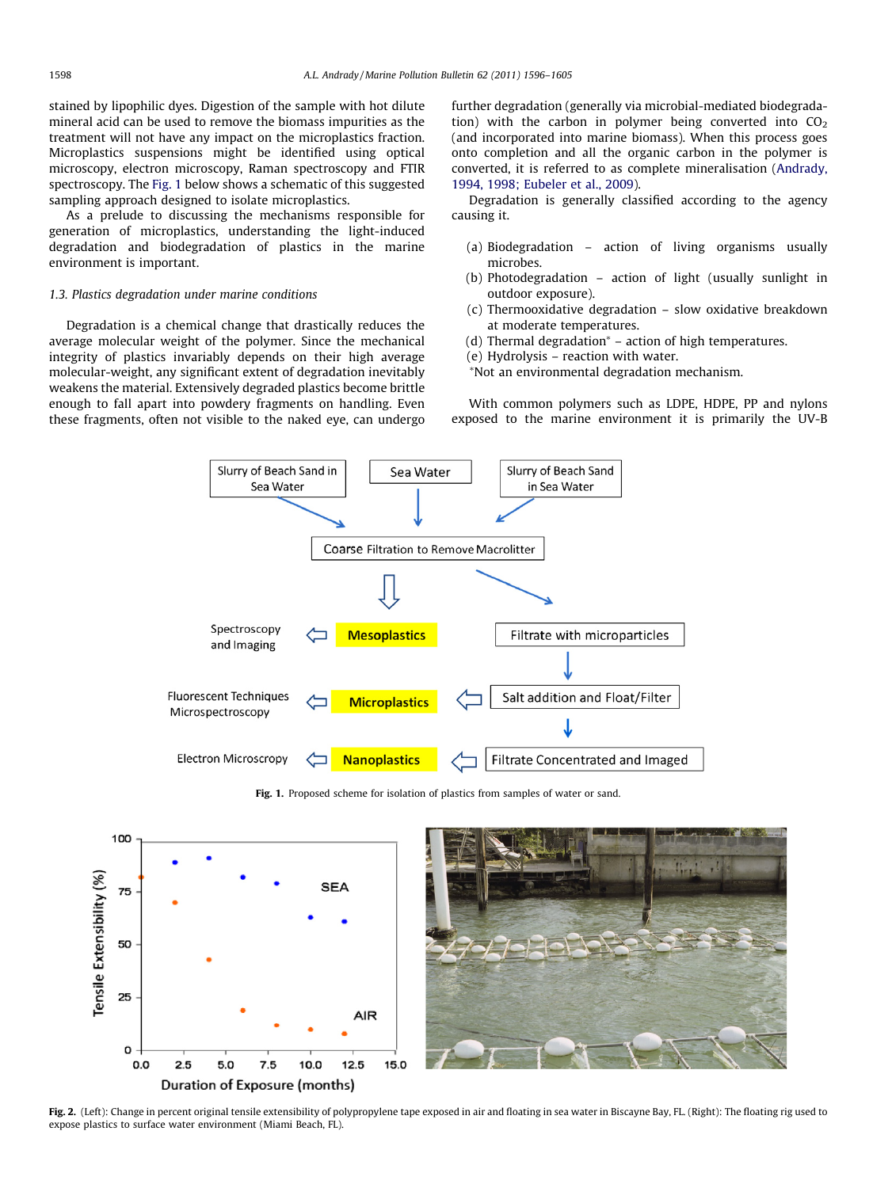stained by lipophilic dyes. Digestion of the sample with hot dilute mineral acid can be used to remove the biomass impurities as the treatment will not have any impact on the microplastics fraction. Microplastics suspensions might be identified using optical microscopy, electron microscopy, Raman spectroscopy and FTIR spectroscopy. The Fig. 1 below shows a schematic of this suggested sampling approach designed to isolate microplastics.

As a prelude to discussing the mechanisms responsible for generation of microplastics, understanding the light-induced degradation and biodegradation of plastics in the marine environment is important.

### 1.3. Plastics degradation under marine conditions

Degradation is a chemical change that drastically reduces the average molecular weight of the polymer. Since the mechanical integrity of plastics invariably depends on their high average molecular-weight, any significant extent of degradation inevitably weakens the material. Extensively degraded plastics become brittle enough to fall apart into powdery fragments on handling. Even these fragments, often not visible to the naked eye, can undergo further degradation (generally via microbial-mediated biodegradation) with the carbon in polymer being converted into $CO_2$ (and incorporated into marine biomass). When this process goes onto completion and all the organic carbon in the polymer is converted, it is referred to as complete mineralisation (Andrady, 1994, 1998; Eubeler et al., 2009).

Degradation is generally classified according to the agency causing it.

(a) Biodegradation – action of living organisms usually microbes.
(b) Photodegradation – action of light (usually sunlight in outdoor exposure).
(c) Thermooxidative degradation – slow oxidative breakdown at moderate temperatures.
(d) Thermal degradation* – action of high temperatures.
(e) Hydrolysis – reaction with water.

*Not an environmental degradation mechanism.

With common polymers such as LDPE, HDPE, PP and nylons exposed to the marine environment it is primarily the UV-B

Slurry of Beach Sand in Sea Water → Coarse Filtration to Remove Macrolitter
Sea Water → Coarse Filtration to Remove Macrolitter
Slurry of Beach Sand in Sea Water → Coarse Filtration to Remove Macrolitter

Coarse Filtration to Remove Macrolitter → Mesoplastics → Spectroscopy and Imaging
Coarse Filtration to Remove Macrolitter → Filtrate with microparticles → Salt addition and Float/Filter → Microplastics → Fluorescent Techniques Microspectroscopy
Salt addition and Float/Filter → Filtrate Concentrated and Imaged → Nanoplastics → Electron Microscropy

**Fig. 1.** Proposed scheme for isolation of plastics from samples of water or sand.

**Fig. 2.** (Left): Change in percent original tensile extensibility of polypropylene tape exposed in air and floating in sea water in Biscayne Bay, FL. (Right): The floating rig used to expose plastics to surface water environment (Miami Beach, FL).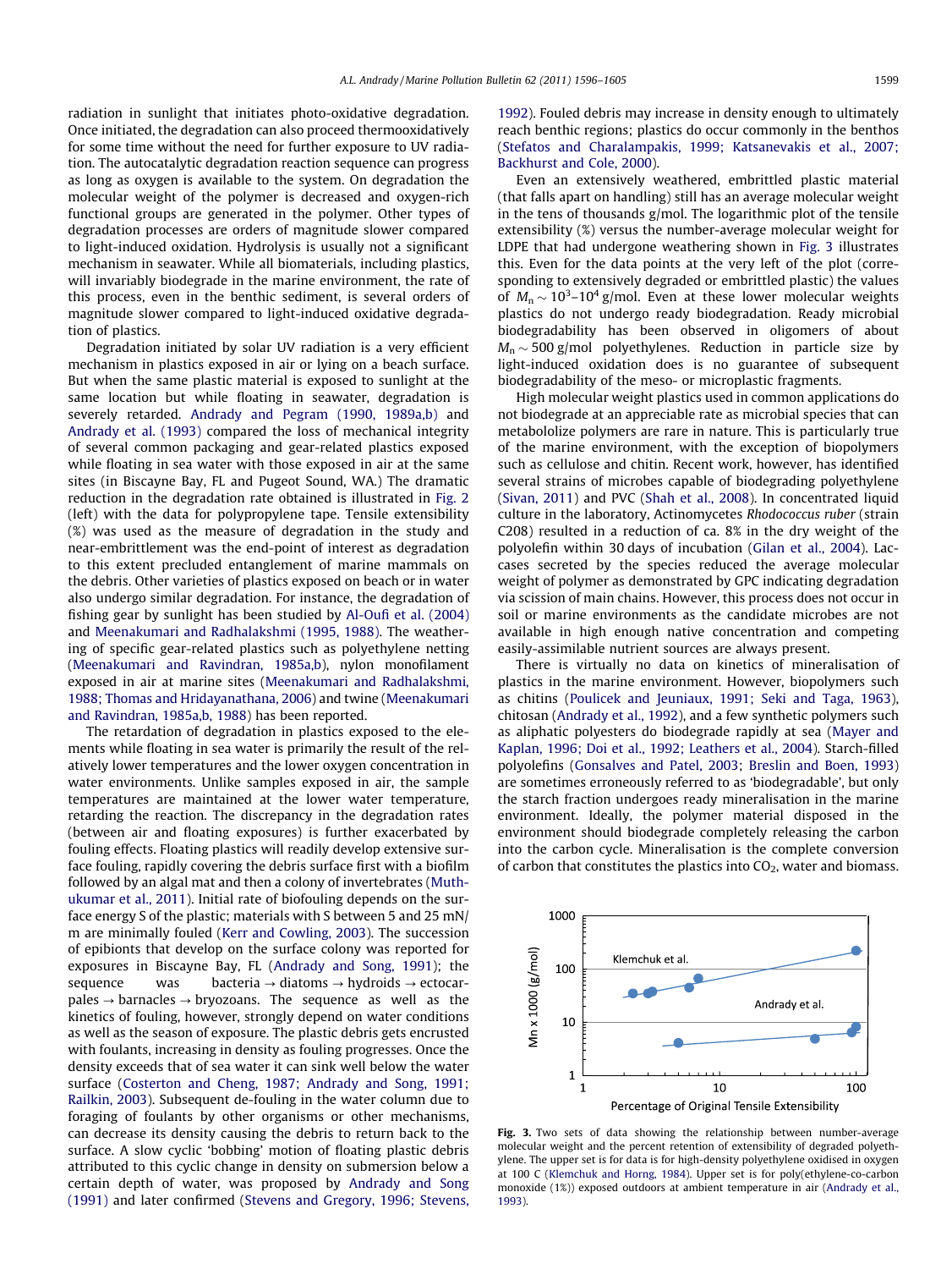radiation in sunlight that initiates photo-oxidative degradation. Once initiated, the degradation can also proceed thermooxidatively for some time without the need for further exposure to UV radiation. The autocatalytic degradation reaction sequence can progress as long as oxygen is available to the system. On degradation the molecular weight of the polymer is decreased and oxygen-rich functional groups are generated in the polymer. Other types of degradation processes are orders of magnitude slower compared to light-induced oxidation. Hydrolysis is usually not a significant mechanism in seawater. While all biomaterials, including plastics, will invariably biodegrade in the marine environment, the rate of this process, even in the benthic sediment, is several orders of magnitude slower compared to light-induced oxidative degradation of plastics.

Degradation initiated by solar UV radiation is a very efficient mechanism in plastics exposed in air or lying on a beach surface. But when the same plastic material is exposed to sunlight at the same location but while floating in seawater, degradation is severely retarded. Andrady and Pegram (1990, 1989a,b) and Andrady et al. (1993) compared the loss of mechanical integrity of several common packaging and gear-related plastics exposed while floating in sea water with those exposed in air at the same sites (in Biscayne Bay, FL and Pugeot Sound, WA.) The dramatic reduction in the degradation rate obtained is illustrated in Fig. 2 (left) with the data for polypropylene tape. Tensile extensibility (%) was used as the measure of degradation in the study and near-embrittlement was the end-point of interest as degradation to this extent precluded entanglement of marine mammals on the debris. Other varieties of plastics exposed on beach or in water also undergo similar degradation. For instance, the degradation of fishing gear by sunlight has been studied by Al-Oufi et al. (2004) and Meenakumari and Radhalakshmi (1995, 1988). The weathering of specific gear-related plastics such as polyethylene netting (Meenakumari and Ravindran, 1985a,b), nylon monofilament exposed in air at marine sites (Meenakumari and Radhalakshmi, 1988; Thomas and Hridayanathana, 2006) and twine (Meenakumari and Ravindran, 1985a,b, 1988) has been reported.

The retardation of degradation in plastics exposed to the elements while floating in sea water is primarily the result of the relatively lower temperatures and the lower oxygen concentration in water environments. Unlike samples exposed in air, the sample temperatures are maintained at the lower water temperature, retarding the reaction. The discrepancy in the degradation rates (between air and floating exposures) is further exacerbated by fouling effects. Floating plastics will readily develop extensive surface fouling, rapidly covering the debris surface first with a biofilm followed by an algal mat and then a colony of invertebrates (Muthukumar et al., 2011). Initial rate of biofouling depends on the surface energy S of the plastic; materials with S between 5 and 25 mN/m are minimally fouled (Kerr and Cowling, 2003). The succession of epibionts that develop on the surface colony was reported for exposures in Biscayne Bay, FL (Andrady and Song, 1991); the sequence was bacteria → diatoms → hydroids → ectocarpales → barnacles → bryozoans. The sequence as well as the kinetics of fouling, however, strongly depend on water conditions as well as the season of exposure. The plastic debris gets encrusted with foulants, increasing in density as fouling progresses. Once the density exceeds that of sea water it can sink well below the water surface (Costerton and Cheng, 1987; Andrady and Song, 1991; Railkin, 2003). Subsequent de-fouling in the water column due to foraging of foulants by other organisms or other mechanisms, can decrease its density causing the debris to return back to the surface. A slow cyclic 'bobbing' motion of floating plastic debris attributed to this cyclic change in density on submersion below a certain depth of water, was proposed by Andrady and Song (1991) and later confirmed (Stevens and Gregory, 1996; Stevens, 1992). Fouled debris may increase in density enough to ultimately reach benthic regions; plastics do occur commonly in the benthos (Stefatos and Charalampakis, 1999; Katsanevakis et al., 2007; Backhurst and Cole, 2000).

Even an extensively weathered, embrittled plastic material (that falls apart on handling) still has an average molecular weight in the tens of thousands g/mol. The logarithmic plot of the tensile extensibility (%) versus the number-average molecular weight for LDPE that had undergone weathering shown in Fig. 3 illustrates this. Even for the data points at the very left of the plot (corresponding to extensively degraded or embrittled plastic) the values of $M_n \sim 10^3$–$10^4$ g/mol. Even at these lower molecular weights plastics do not undergo ready biodegradation. Ready microbial biodegradability has been observed in oligomers of about $M_n \sim 500$ g/mol polyethylenes. Reduction in particle size by light-induced oxidation does is no guarantee of subsequent biodegradability of the meso- or microplastic fragments.

High molecular weight plastics used in common applications do not biodegrade at an appreciable rate as microbial species that can metabololize polymers are rare in nature. This is particularly true of the marine environment, with the exception of biopolymers such as cellulose and chitin. Recent work, however, has identified several strains of microbes capable of biodegrading polyethylene (Sivan, 2011) and PVC (Shah et al., 2008). In concentrated liquid culture in the laboratory, Actinomycetes *Rhodococcus ruber* (strain C208) resulted in a reduction of ca. 8% in the dry weight of the polyolefin within 30 days of incubation (Gilan et al., 2004). Laccases secreted by the species reduced the average molecular weight of polymer as demonstrated by GPC indicating degradation via scission of main chains. However, this process does not occur in soil or marine environments as the candidate microbes are not available in high enough native concentration and competing easily-assimilable nutrient sources are always present.

There is virtually no data on kinetics of mineralisation of plastics in the marine environment. However, biopolymers such as chitins (Poulicek and Jeuniaux, 1991; Seki and Taga, 1963), chitosan (Andrady et al., 1992), and a few synthetic polymers such as aliphatic polyesters do biodegrade rapidly at sea (Mayer and Kaplan, 1996; Doi et al., 1992; Leathers et al., 2004). Starch-filled polyolefins (Gonsalves and Patel, 2003; Breslin and Boen, 1993) are sometimes erroneously referred to as 'biodegradable', but only the starch fraction undergoes ready mineralisation in the marine environment. Ideally, the polymer material disposed in the environment should biodegrade completely releasing the carbon into the carbon cycle. Mineralisation is the complete conversion of carbon that constitutes the plastics into $CO_2$, water and biomass.

**Fig. 3.** Two sets of data showing the relationship between number-average molecular weight and the percent retention of extensibility of degraded polyethylene. The upper set is for data is for high-density polyethylene oxidised in oxygen at 100 C (Klemchuk and Horng, 1984). Upper set is for poly(ethylene-co-carbon monoxide (1%)) exposed outdoors at ambient temperature in air (Andrady et al., 1993).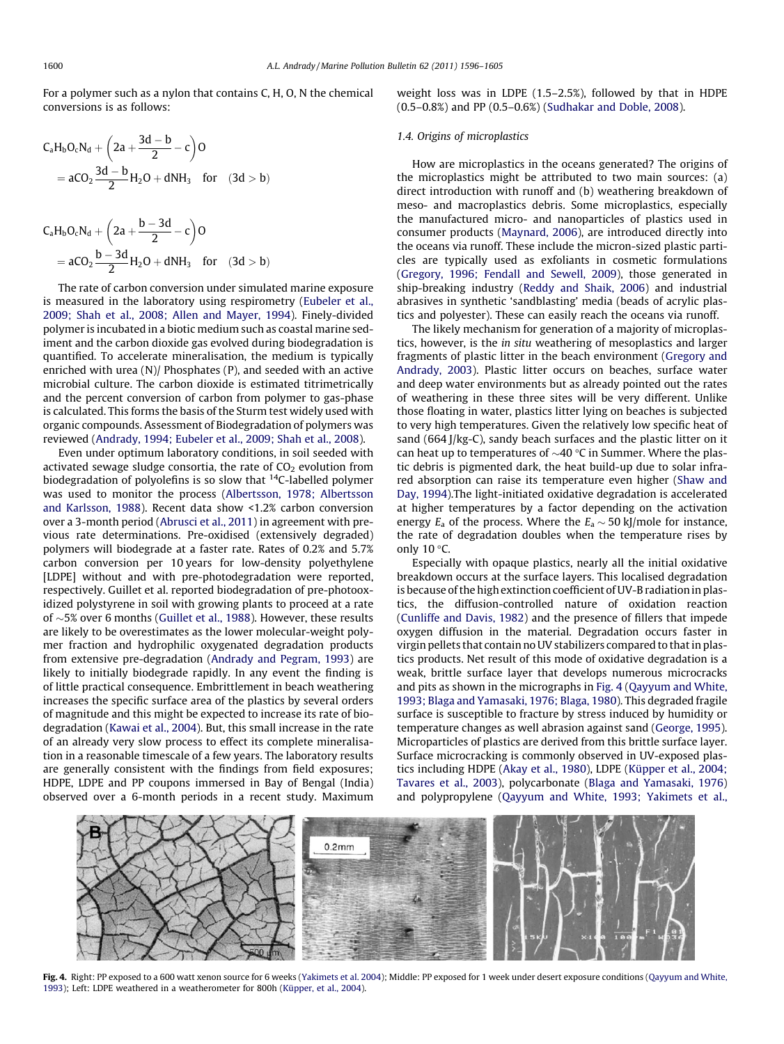For a polymer such as a nylon that contains C, H, O, N the chemical conversions is as follows:

$$C_aH_bO_cN_d + \left(2a + \frac{3d - b}{2} - c\right)O = aCO_2 \frac{3d - b}{2} H_2O + dNH_3 \quad \text{for} \quad (3d > b)$$

$$C_aH_bO_cN_d + \left(2a + \frac{b - 3d}{2} - c\right)O = aCO_2 \frac{b - 3d}{2} H_2O + dNH_3 \quad \text{for} \quad (3d > b)$$

The rate of carbon conversion under simulated marine exposure is measured in the laboratory using respirometry (Eubeler et al., 2009; Shah et al., 2008; Allen and Mayer, 1994). Finely-divided polymer is incubated in a biotic medium such as coastal marine sediment and the carbon dioxide gas evolved during biodegradation is quantified. To accelerate mineralisation, the medium is typically enriched with urea (N)/ Phosphates (P), and seeded with an active microbial culture. The carbon dioxide is estimated titrimetrically and the percent conversion of carbon from polymer to gas-phase is calculated. This forms the basis of the Sturm test widely used with organic compounds. Assessment of Biodegradation of polymers was reviewed (Andrady, 1994; Eubeler et al., 2009; Shah et al., 2008).

Even under optimum laboratory conditions, in soil seeded with activated sewage sludge consortia, the rate of $CO_2$ evolution from biodegradation of polyolefins is so slow that $^{14}C$-labelled polymer was used to monitor the process (Albertsson, 1978; Albertsson and Karlsson, 1988). Recent data show <1.2% carbon conversion over a 3-month period (Abrusci et al., 2011) in agreement with previous rate determinations. Pre-oxidised (extensively degraded) polymers will biodegrade at a faster rate. Rates of 0.2% and 5.7% carbon conversion per 10 years for low-density polyethylene [LDPE] without and with pre-photodegradation were reported, respectively. Guillet et al. reported biodegradation of pre-photooxidized polystyrene in soil with growing plants to proceed at a rate of ~5% over 6 months (Guillet et al., 1988). However, these results are likely to be overestimates as the lower molecular-weight polymer fraction and hydrophilic oxygenated degradation products from extensive pre-degradation (Andrady and Pegram, 1993) are likely to initially biodegrade rapidly. In any event the finding is of little practical consequence. Embrittlement in beach weathering increases the specific surface area of the plastics by several orders of magnitude and this might be expected to increase its rate of biodegradation (Kawai et al., 2004). But, this small increase in the rate of an already very slow process to effect its complete mineralisation in a reasonable timescale of a few years. The laboratory results are generally consistent with the findings from field exposures; HDPE, LDPE and PP coupons immersed in Bay of Bengal (India) observed over a 6-month periods in a recent study. Maximum weight loss was in LDPE (1.5–2.5%), followed by that in HDPE (0.5–0.8%) and PP (0.5–0.6%) (Sudhakar and Doble, 2008).

### 1.4. Origins of microplastics

How are microplastics in the oceans generated? The origins of the microplastics might be attributed to two main sources: (a) direct introduction with runoff and (b) weathering breakdown of meso- and macroplastics debris. Some microplastics, especially the manufactured micro- and nanoparticles of plastics used in consumer products (Maynard, 2006), are introduced directly into the oceans via runoff. These include the micron-sized plastic particles are typically used as exfoliants in cosmetic formulations (Gregory, 1996; Fendall and Sewell, 2009), those generated in ship-breaking industry (Reddy and Shaik, 2006) and industrial abrasives in synthetic 'sandblasting' media (beads of acrylic plastics and polyester). These can easily reach the oceans via runoff.

The likely mechanism for generation of a majority of microplastics, however, is the *in situ* weathering of mesoplastics and larger fragments of plastic litter in the beach environment (Gregory and Andrady, 2003). Plastic litter occurs on beaches, surface water and deep water environments but as already pointed out the rates of weathering in these three sites will be very different. Unlike those floating in water, plastics litter lying on beaches is subjected to very high temperatures. Given the relatively low specific heat of sand (664 J/kg-C), sandy beach surfaces and the plastic litter on it can heat up to temperatures of ~40 °C in Summer. Where the plastic debris is pigmented dark, the heat build-up due to solar infrared absorption can raise its temperature even higher (Shaw and Day, 1994).The light-initiated oxidative degradation is accelerated at higher temperatures by a factor depending on the activation energy $E_a$ of the process. Where the $E_a \sim 50$ kJ/mole for instance, the rate of degradation doubles when the temperature rises by only 10 °C.

Especially with opaque plastics, nearly all the initial oxidative breakdown occurs at the surface layers. This localised degradation is because of the high extinction coefficient of UV-B radiation in plastics, the diffusion-controlled nature of oxidation reaction (Cunliffe and Davis, 1982) and the presence of fillers that impede oxygen diffusion in the material. Degradation occurs faster in virgin pellets that contain no UV stabilizers compared to that in plastics products. Net result of this mode of oxidative degradation is a weak, brittle surface layer that develops numerous microcracks and pits as shown in the micrographs in Fig. 4 (Qayyum and White, 1993; Blaga and Yamasaki, 1976; Blaga, 1980). This degraded fragile surface is susceptible to fracture by stress induced by humidity or temperature changes as well abrasion against sand (George, 1995). Microparticles of plastics are derived from this brittle surface layer. Surface microcracking is commonly observed in UV-exposed plastics including HDPE (Akay et al., 1980), LDPE (Küpper et al., 2004; Tavares et al., 2003), polycarbonate (Blaga and Yamasaki, 1976) and polypropylene (Qayyum and White, 1993; Yakimets et al.,

**Fig. 4.** Right: PP exposed to a 600 watt xenon source for 6 weeks (Yakimets et al. 2004); Middle: PP exposed for 1 week under desert exposure conditions (Qayyum and White, 1993); Left: LDPE weathered in a weatherometer for 800h (Küpper, et al., 2004).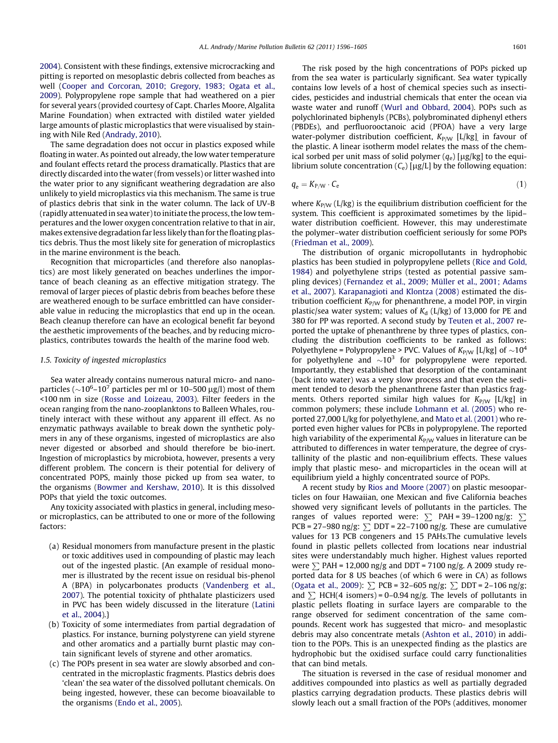2004). Consistent with these findings, extensive microcracking and pitting is reported on mesoplastic debris collected from beaches as well (Cooper and Corcoran, 2010; Gregory, 1983; Ogata et al., 2009). Polypropylene rope sample that had weathered on a pier for several years (provided courtesy of Capt. Charles Moore, Algalita Marine Foundation) when extracted with distiled water yielded large amounts of plastic microplastics that were visualised by staining with Nile Red (Andrady, 2010).

The same degradation does not occur in plastics exposed while floating in water. As pointed out already, the low water temperature and foulant effects retard the process dramatically. Plastics that are directly discarded into the water (from vessels) or litter washed into the water prior to any significant weathering degradation are also unlikely to yield microplastics via this mechanism. The same is true of plastics debris that sink in the water column. The lack of UV-B (rapidly attenuated in sea water) to initiate the process, the low temperatures and the lower oxygen concentration relative to that in air, makes extensive degradation far less likely than for the floating plastics debris. Thus the most likely site for generation of microplastics in the marine environment is the beach.

Recognition that microparticles (and therefore also nanoplastics) are most likely generated on beaches underlines the importance of beach cleaning as an effective mitigation strategy. The removal of larger pieces of plastic debris from beaches before these are weathered enough to be surface embrittled can have considerable value in reducing the microplastics that end up in the ocean. Beach cleanup therefore can have an ecological benefit far beyond the aesthetic improvements of the beaches, and by reducing microplastics, contributes towards the health of the marine food web.

### 1.5. Toxicity of ingested microplastics

Sea water already contains numerous natural micro- and nanoparticles ($\sim 10^6$–$10^7$ particles per ml or 10–500 μg/l) most of them <100 nm in size (Rosse and Loizeau, 2003). Filter feeders in the ocean ranging from the nano-zooplanktons to Balleen Whales, routinely interact with these without any apparent ill effect. As no enzymatic pathways available to break down the synthetic polymers in any of these organisms, ingested of microplastics are also never digested or absorbed and should therefore be bio-inert. Ingestion of microplastics by microbiota, however, presents a very different problem. The concern is their potential for delivery of concentrated POPS, mainly those picked up from sea water, to the organisms (Bowmer and Kershaw, 2010). It is this dissolved POPs that yield the toxic outcomes.

Any toxicity associated with plastics in general, including meso- or microplastics, can be attributed to one or more of the following factors:

(a) Residual monomers from manufacture present in the plastic or toxic additives used in compounding of plastic may leach out of the ingested plastic. {An example of residual monomer is illustrated by the recent issue on residual bis-phenol A (BPA) in polycarbonates products (Vandenberg et al., 2007). The potential toxicity of phthalate plasticizers used in PVC has been widely discussed in the literature (Latini et al., 2004).}
(b) Toxicity of some intermediates from partial degradation of plastics. For instance, burning polystyrene can yield styrene and other aromatics and a partially burnt plastic may contain significant levels of styrene and other aromatics.
(c) The POPs present in sea water are slowly absorbed and concentrated in the microplastic fragments. Plastics debris does 'clean' the sea water of the dissolved pollutant chemicals. On being ingested, however, these can become bioavailable to the organisms (Endo et al., 2005).

The risk posed by the high concentrations of POPs picked up from the sea water is particularly significant. Sea water typically contains low levels of a host of chemical species such as insecticides, pesticides and industrial chemicals that enter the ocean via waste water and runoff (Wurl and Obbard, 2004). POPs such as polychlorinated biphenyls (PCBs), polybrominated diphenyl ethers (PBDEs), and perfluorooctanoic acid (PFOA) have a very large water-polymer distribution coefficient, $K_{P/W}$ [L/kg], in favour of the plastic. A linear isotherm model relates the mass of the chemical sorbed per unit mass of solid polymer ($q_e$) [μg/kg] to the equilibrium solute concentration ($C_e$) [μg/L] by the following equation:

$$q_e = K_{P/W} \cdot C_e \qquad (1)$$

where $K_{P/W}$ (L/kg) is the equilibrium distribution coefficient for the system. This coefficient is approximated sometimes by the lipid–water distribution coefficient. However, this may underestimate the polymer–water distribution coefficient seriously for some POPs (Friedman et al., 2009).

The distribution of organic micropollutants in hydrophobic plastics has been studied in polypropylene pellets (Rice and Gold, 1984) and polyethylene strips (tested as potential passive sampling devices) (Fernandez et al., 2009; Müller et al., 2001; Adams et al., 2007). Karapanagioti and Klontza (2008) estimated the distribution coefficient $K_{P/W}$ for phenanthrene, a model POP, in virgin plastic/sea water system; values of $K_d$ (L/kg) of 13,000 for PE and 380 for PP was reported. A second study by Teuten et al., 2007 reported the uptake of phenanthrene by three types of plastics, concluding the distribution coefficients to be ranked as follows: Polyethylene = Polypropylene > PVC. Values of $K_{P/W}$ [L/kg] of $\sim 10^4$ for polyethylene and $\sim 10^3$ for polypropylene were reported. Importantly, they established that desorption of the contaminant (back into water) was a very slow process and that even the sediment tended to desorb the phenanthrene faster than plastics fragments. Others reported similar high values for $K_{P/W}$ [L/kg] in common polymers; these include Lohmann et al. (2005) who reported 27,000 L/kg for polyethylene, and Mato et al. (2001) who reported even higher values for PCBs in polypropylene. The reported high variability of the experimental $K_{P/W}$ values in literature can be attributed to differences in water temperature, the degree of crystallinity of the plastic and non-equilibrium effects. These values imply that plastic meso- and microparticles in the ocean will at equilibrium yield a highly concentrated source of POPs.

A recent study by Rios and Moore (2007) on plastic mesooparticles on four Hawaiian, one Mexican and five California beaches showed very significant levels of pollutants in the particles. The ranges of values reported were: $\sum$ PAH = 39–1200 ng/g: $\sum$ PCB = 27–980 ng/g: $\sum$ DDT = 22–7100 ng/g. These are cumulative values for 13 PCB congeners and 15 PAHs.The cumulative levels found in plastic pellets collected from locations near industrial sites were understandably much higher. Highest values reported were $\sum$ PAH = 12,000 ng/g and DDT = 7100 ng/g. A 2009 study reported data for 8 US beaches (of which 6 were in CA) as follows (Ogata et al., 2009): $\sum$ PCB = 32–605 ng/g; $\sum$ DDT = 2–106 ng/g; and $\sum$ HCH(4 isomers) = 0–0.94 ng/g. The levels of pollutants in plastic pellets floating in surface layers are comparable to the range observed for sediment concentration of the same compounds. Recent work has suggested that micro- and mesoplastic debris may also concentrate metals (Ashton et al., 2010) in addition to the POPs. This is an unexpected finding as the plastics are hydrophobic but the oxidised surface could carry functionalities that can bind metals.

The situation is reversed in the case of residual monomer and additives compounded into plastics as well as partially degraded plastics carrying degradation products. These plastics debris will slowly leach out a small fraction of the POPs (additives, monomer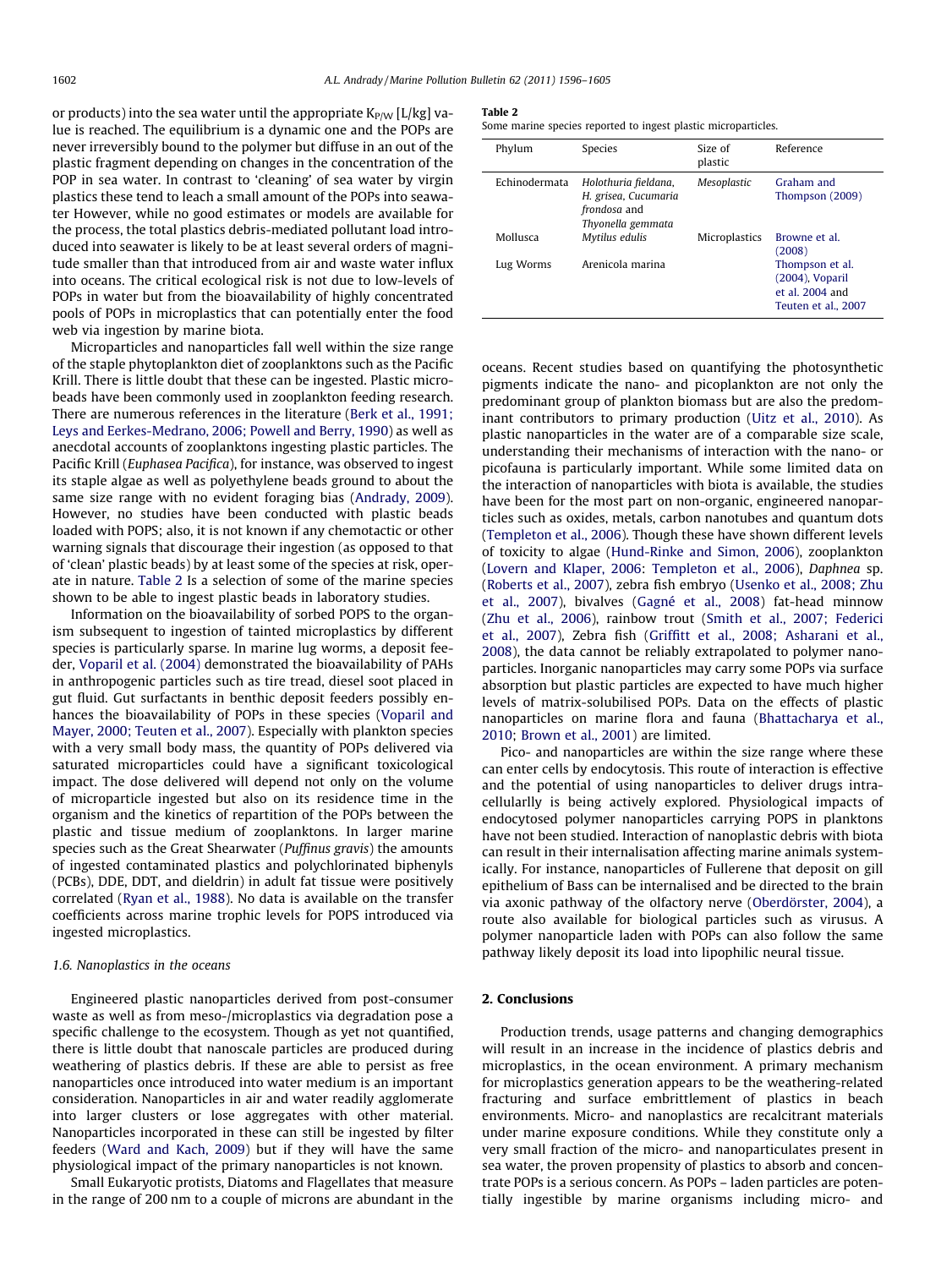or products) into the sea water until the appropriate $K_{P/W}$ [L/kg] value is reached. The equilibrium is a dynamic one and the POPs are never irreversibly bound to the polymer but diffuse in an out of the plastic fragment depending on changes in the concentration of the POP in sea water. In contrast to 'cleaning' of sea water by virgin plastics these tend to leach a small amount of the POPs into seawater However, while no good estimates or models are available for the process, the total plastics debris-mediated pollutant load introduced into seawater is likely to be at least several orders of magnitude smaller than that introduced from air and waste water influx into oceans. The critical ecological risk is not due to low-levels of POPs in water but from the bioavailability of highly concentrated pools of POPs in microplastics that can potentially enter the food web via ingestion by marine biota.

Microparticles and nanoparticles fall well within the size range of the staple phytoplankton diet of zooplanktons such as the Pacific Krill. There is little doubt that these can be ingested. Plastic microbeads have been commonly used in zooplankton feeding research. There are numerous references in the literature (Berk et al., 1991; Leys and Eerkes-Medrano, 2006; Powell and Berry, 1990) as well as anecdotal accounts of zooplanktons ingesting plastic particles. The Pacific Krill (*Euphasea Pacifica*), for instance, was observed to ingest its staple algae as well as polyethylene beads ground to about the same size range with no evident foraging bias (Andrady, 2009). However, no studies have been conducted with plastic beads loaded with POPS; also, it is not known if any chemotactic or other warning signals that discourage their ingestion (as opposed to that of 'clean' plastic beads) by at least some of the species at risk, operate in nature. Table 2 Is a selection of some of the marine species shown to be able to ingest plastic beads in laboratory studies.

Information on the bioavailability of sorbed POPS to the organism subsequent to ingestion of tainted microplastics by different species is particularly sparse. In marine lug worms, a deposit feeder, Voparil et al. (2004) demonstrated the bioavailability of PAHs in anthropogenic particles such as tire tread, diesel soot placed in gut fluid. Gut surfactants in benthic deposit feeders possibly enhances the bioavailability of POPs in these species (Voparil and Mayer, 2000; Teuten et al., 2007). Especially with plankton species with a very small body mass, the quantity of POPs delivered via saturated microparticles could have a significant toxicological impact. The dose delivered will depend not only on the volume of microparticle ingested but also on its residence time in the organism and the kinetics of repartition of the POPs between the plastic and tissue medium of zooplanktons. In larger marine species such as the Great Shearwater (*Puffinus gravis*) the amounts of ingested contaminated plastics and polychlorinated biphenyls (PCBs), DDE, DDT, and dieldrin) in adult fat tissue were positively correlated (Ryan et al., 1988). No data is available on the transfer coefficients across marine trophic levels for POPS introduced via ingested microplastics.

### 1.6. Nanoplastics in the oceans

Engineered plastic nanoparticles derived from post-consumer waste as well as from meso-/microplastics via degradation pose a specific challenge to the ecosystem. Though as yet not quantified, there is little doubt that nanoscale particles are produced during weathering of plastics debris. If these are able to persist as free nanoparticles once introduced into water medium is an important consideration. Nanoparticles in air and water readily agglomerate into larger clusters or lose aggregates with other material. Nanoparticles incorporated in these can still be ingested by filter feeders (Ward and Kach, 2009) but if they will have the same physiological impact of the primary nanoparticles is not known.

Small Eukaryotic protists, Diatoms and Flagellates that measure in the range of 200 nm to a couple of microns are abundant in the

**Table 2**
Some marine species reported to ingest plastic microparticles.

| Phylum | Species | Size of plastic | Reference |
|---|---|---|---|
| Echinodermata | *Holothuria fieldana, H. grisea, Cucumaria frondosa* and *Thyonella gemmata* | *Mesoplastic* | Graham and Thompson (2009) |
| Mollusca | *Mytilus edulis* | Microplastics | Browne et al. (2008) |
| Lug Worms | Arenicola marina | | Thompson et al. (2004), Voparil et al. 2004 and Teuten et al., 2007 |

oceans. Recent studies based on quantifying the photosynthetic pigments indicate the nano- and picoplankton are not only the predominant group of plankton biomass but are also the predominant contributors to primary production (Uitz et al., 2010). As plastic nanoparticles in the water are of a comparable size scale, understanding their mechanisms of interaction with the nano- or picofauna is particularly important. While some limited data on the interaction of nanoparticles with biota is available, the studies have been for the most part on non-organic, engineered nanoparticles such as oxides, metals, carbon nanotubes and quantum dots (Templeton et al., 2006). Though these have shown different levels of toxicity to algae (Hund-Rinke and Simon, 2006), zooplankton (Lovern and Klaper, 2006: Templeton et al., 2006), *Daphnea* sp. (Roberts et al., 2007), zebra fish embryo (Usenko et al., 2008; Zhu et al., 2007), bivalves (Gagné et al., 2008) fat-head minnow (Zhu et al., 2006), rainbow trout (Smith et al., 2007; Federici et al., 2007), Zebra fish (Griffitt et al., 2008; Asharani et al., 2008), the data cannot be reliably extrapolated to polymer nanoparticles. Inorganic nanoparticles may carry some POPs via surface absorption but plastic particles are expected to have much higher levels of matrix-solubilised POPs. Data on the effects of plastic nanoparticles on marine flora and fauna (Bhattacharya et al., 2010; Brown et al., 2001) are limited.

Pico- and nanoparticles are within the size range where these can enter cells by endocytosis. This route of interaction is effective and the potential of using nanoparticles to deliver drugs intracellularlly is being actively explored. Physiological impacts of endocytosed polymer nanoparticles carrying POPS in planktons have not been studied. Interaction of nanoplastic debris with biota can result in their internalisation affecting marine animals systemically. For instance, nanoparticles of Fullerene that deposit on gill epithelium of Bass can be internalised and be directed to the brain via axonic pathway of the olfactory nerve (Oberdörster, 2004), a route also available for biological particles such as virusus. A polymer nanoparticle laden with POPs can also follow the same pathway likely deposit its load into lipophilic neural tissue.

## 2. Conclusions

Production trends, usage patterns and changing demographics will result in an increase in the incidence of plastics debris and microplastics, in the ocean environment. A primary mechanism for microplastics generation appears to be the weathering-related fracturing and surface embrittlement of plastics in beach environments. Micro- and nanoplastics are recalcitrant materials under marine exposure conditions. While they constitute only a very small fraction of the micro- and nanoparticulates present in sea water, the proven propensity of plastics to absorb and concentrate POPs is a serious concern. As POPs – laden particles are potentially ingestible by marine organisms including micro- and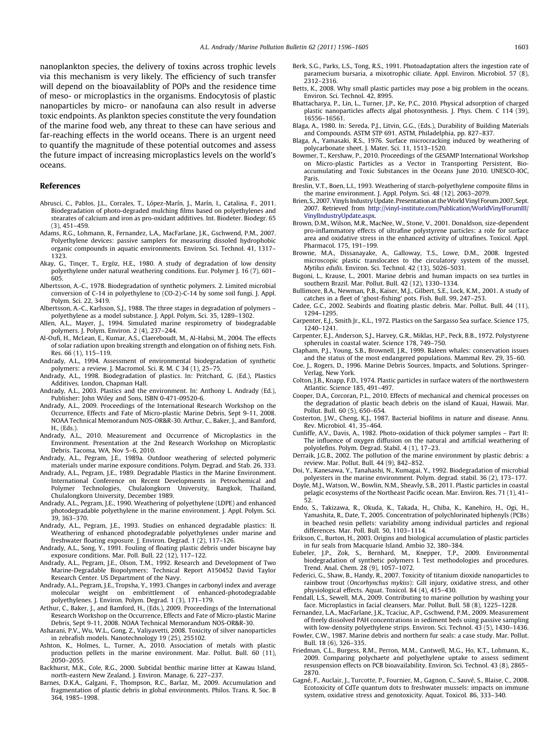nanoplankton species, the delivery of toxins across trophic levels via this mechanism is very likely. The efficiency of such transfer will depend on the bioavailablity of POPs and the residence time of meso- or microplastics in the organisms. Endocytosis of plastic nanoparticles by micro- or nanofauna can also result in adverse toxic endpoints. As plankton species constitute the very foundation of the marine food web, any threat to these can have serious and far-reaching effects in the world oceans. There is an urgent need to quantify the magnitude of these potential outcomes and assess the future impact of increasing microplastics levels on the world's oceans.

## References

Abrusci, C., Pablos, J.L., Corrales, T., López-Marín, J., Marín, I., Catalina, F., 2011. Biodegradation of photo-degraded mulching films based on polyethylenes and stearates of calcium and iron as pro-oxidant additives. Int. Biodeter. Biodegr. 65 (3), 451–459.

Adams, R.G., Lohmann, R., Fernandez, L.A., MacFarlane, J.K., Gschwend, P.M., 2007. Polyethylene devices: passive samplers for measuring dissolved hydrophobic organic compounds in aquatic environments. Environ. Sci. Technol. 41, 1317–1323.

Akay, G., Tinçer, T., Ergöz, H.E., 1980. A study of degradation of low density polyethylene under natural weathering conditions. Eur. Polymer J. 16 (7), 601–605.

Albertsson, A.-C., 1978. Biodegradation of synthetic polymers. 2. Limited microbial conversion of C-14 in polyethylene to (CO-2)-C-14 by some soil fungi. J. Appl. Polym. Sci. 22, 3419.

Albertsson, A.-C., Karlsson, S.J., 1988. The three stages in degradation of polymers – polyethylene as a model substance. J. Appl. Polym. Sci. 35, 1289–1302.

Allen, A.L., Mayer, J., 1994. Simulated marine respirometry of biodegradable polymers. J. Polym. Environ. 2 (4), 237–244.

Al-Oufi, H., McLean, E., Kumar, A.S., Claereboudt, M., Al-Habsi, M., 2004. The effects of solar radiation upon breaking strength and elongation on of fishing nets. Fish. Res. 66 (1), 115–119.

Andrady, A.L., 1994. Assessment of environmental biodegradation of synthetic polymers: a review. J. Macromol. Sci. R. M. C 34 (1), 25–75.

Andrady, A.L., 1998. Biodegradation of plastics. In: Pritchard, G. (Ed.), Plastics Additives. London, Chapman Hall.

Andrady, A.L., 2003. Plastics and the environment. In: Anthony L. Andrady (Ed.), Publisher: John Wiley and Sons, ISBN 0-471-09520-6.

Andrady, A.L., 2009. Proceedings of the International Research Workshop on the Occurrence, Effects and Fate of Micro-plastic Marine Debris, Sept 9-11, 2008. NOAA Technical Memorandum NOS-OR&R-30. Arthur, C., Baker, J., and Bamford, H., (Eds.).

Andrady, A.L., 2010. Measurement and Occurrence of Microplastics in the Environment. Presentation at the 2nd Research Workshop on Microplastic Debris. Tacoma, WA, Nov 5–6, 2010.

Andrady, A.L., Pegram, J.E., 1989a. Outdoor weathering of selected polymeric materials under marine exposure conditions. Polym. Degrad. and Stab. 26, 333.

Andrady, A.L., Pegram, J.E., 1989. Degradable Plastics in the Marine Environment. International Conference on Recent Developments in Petrochemical and Polymer Technologies, Chulalongkorn University, Bangkok, Thailand, Chulalongkorn University, December 1989.

Andrady, A.L., Pegram, J.E., 1990. Weathering of polyethylene (LDPE) and enhanced photodegradable polyethylene in the marine environment. J. Appl. Polym. Sci. 39, 363–370.

Andrady, A.L., Pegram, J.E., 1993. Studies on enhanced degradable plastics: II. Weathering of enhanced photodegradable polyethylenes under marine and freshwater floating exposure. J. Environ. Degrad. 1 (2), 117–126.

Andrady, A.L., Song, Y., 1991. Fouling of floating plastic debris under biscayne bay exposure conditions. Mar. Poll. Bull. 22 (12), 117–122.

Andrady, A.L., Pegram, J.E., Olson, T.M., 1992. Research and Development of Two Marine-Degradable Biopolymers; Technical Report A150452 David Taylor Research Center. US Department of the Navy.

Andrady, A.L., Pegram, J.E., Tropsha, Y., 1993. Changes in carbonyl index and average molecular weight on embrittlement of enhanced-photodegradable polyethylenes. J. Environ. Polym. Degrad. 1 (3), 171–179.

Arthur, C., Baker, J., and Bamford, H., (Eds.), 2009. Proceedings of the International Research Workshop on the Occurrence, Effects and Fate of Micro-plastic Marine Debris, Sept 9-11, 2008. NOAA Technical Memorandum NOS-OR&R-30.

Asharani, P.V., Wu, W.L., Gong, Z., Valiyavetti, 2008. Toxicity of silver nanoparticles in zebrafish models. Nanotechnology 19 (25), 255102.

Ashton, K., Holmes, L., Turner, A., 2010. Association of metals with plastic production pellets in the marine environment. Mar. Pollut. Bull. 60 (11), 2050–2055.

Backhurst, M.K., Cole, R.G., 2000. Subtidal benthic marine litter at Kawau Island, north-eastern New Zealand. J. Environ. Manage. 6, 227–237.

Barnes, D.K.A., Galgani, F., Thompson, R.C., Barlaz, M., 2009. Accumulation and fragmentation of plastic debris in global environments. Philos. Trans. R. Soc. B 364, 1985–1998.

Berk, S.G., Parks, L.S., Tong, R.S., 1991. Photoadaptation alters the ingestion rate of paramecium bursaria, a mixotrophic ciliate. Appl. Environ. Microbiol. 57 (8), 2312–2316.

Betts, K., 2008. Why small plastic particles may pose a big problem in the oceans. Environ. Sci. Technol. 42, 8995.

Bhattacharya, P., Lin, S., Turner, J.P., Ke, P.C., 2010. Physical adsorption of charged plastic nanoparticles affects algal photosynthesis. J. Phys. Chem. C 114 (39), 16556–16561.

Blaga, A., 1980. In: Sereda, P.J., Litvin, G.G., (Eds.), Durability of Building Materials and Compounds. ASTM STP 691. ASTM, Philadelphia, pp. 827–837.

Blaga, A., Yamasaki, R.S., 1976. Surface microcracking induced by weathering of polycarbonate sheet. J. Mater. Sci. 11, 1513–1520.

Bowmer, T., Kershaw, P., 2010. Proceedings of the GESAMP International Workshop on Micro-plastic Particles as a Vector in Transporting Persistent, Bio-accumulating and Toxic Substances in the Oceans June 2010. UNESCO-IOC, Paris.

Breslin, V.T., Boen, L.I., 1993. Weathering of starch-polyethylene composite films in the marine environment. J. Appl. Polym. Sci. 48 (12), 2063–2079.

Brien, S., 2007. Vinyls Industry Update. Presentation at the World Vinyl Forum 2007, Sept. 2007. Retrieved from http://vinyl-institute.com/Publication/WorldVinylForumIII/VinylIndustryUpdate.aspx.

Brown, D.M., Wilson, M.R., MacNee, W., Stone, V., 2001. Donaldson, size-dependent pro-inflammatory effects of ultrafine polystyrene particles: a role for surface area and oxidative stress in the enhanced activity of ultrafines. Toxicol. Appl. Pharmacol. 175, 191–199.

Browne, M.A., Dissanayake, A., Galloway, T.S., Lowe, D.M., 2008. Ingested microscopic plastic translocates to the circulatory system of the mussel, *Mytilus edulis*. Environ. Sci. Technol. 42 (13), 5026–5031.

Bugoni, L., Krause, L., 2001. Marine debris and human impacts on sea turtles in southern Brazil. Mar. Pollut. Bull. 42 (12), 1330–1334.

Bullimore, B.A., Newman, P.B., Kaiser, M.J., Gilbert, S.E., Lock, K.M., 2001. A study of catches in a fleet of 'ghost-fishing' pots. Fish. Bull. 99, 247–253.

Cadee, G.C., 2002. Seabirds and floating plastic debris. Mar. Pollut. Bull. 44 (11), 1294–1295.

Carpenter, E.J., Smith Jr., K.L., 1972. Plastics on the Sargasso Sea surface. Science 175, 1240–1241.

Carpenter, E.J., Anderson, S.J., Harvey, G.R., Miklas, H.P., Peck, B.B., 1972. Polystyrene spherules in coastal water. Science 178, 749–750.

Clapham, P.J., Young, S.B., Brownell, J.R., 1999. Baleen whales: conservation issues and the status of the most endangered populations. Mammal Rev. 29, 35–60.

Coe, J., Rogers, D., 1996. Marine Debris Sources, Impacts, and Solutions. Springer-Verlag, New York.

Colton, J.B., Knapp, F.D., 1974. Plastic particles in surface waters of the northwestern Atlantic. Science 185, 491–497.

Cooper, D.A., Corcoran, P.L., 2010. Effects of mechanical and chemical processes on the degradation of plastic beach debris on the island of Kauai, Hawaii. Mar. Pollut. Bull. 60 (5), 650–654.

Costerton, J.W., Cheng, K.J., 1987. Bacterial biofilms in nature and disease. Annu. Rev. Microbiol. 41, 35–464.

Cunliffe, A.V., Davis, A., 1982. Photo-oxidation of thick polymer samples – Part II: The influence of oxygen diffusion on the natural and artificial weathering of polyolefins. Polym. Degrad. Stabil. 4 (1), 17–23.

Derraik, J.G.B., 2002. The pollution of the marine environment by plastic debris: a review. Mar. Pollut. Bull. 44 (9), 842–852.

Doi, Y., Kanesawa, Y., Tanahashi, N., Kumagai, Y., 1992. Biodegradation of microbial polyesters in the marine environment. Polym. degrad. stabil. 36 (2), 173–177.

Doyle, M.J., Watson, W., Bowlin, N.M., Sheavly, S.B., 2011. Plastic particles in coastal pelagic ecosystems of the Northeast Pacific ocean. Mar. Environ. Res. 71 (1), 41–52.

Endo, S., Takizawa, R., Okuda, K., Takada, H., Chiba, K., Kanehiro, H., Ogi, H., Yamashita, R., Date, T., 2005. Concentration of polychlorinated biphenyls (PCBs) in beached resin pellets: variability among individual particles and regional differences. Mar. Poll. Bull. 50, 1103–1114.

Erikson, C., Burton, H., 2003. Origins and biological accumulation of plastic particles in fur seals from Macquarie Island. Ambio 32, 380–384.

Eubeler, J.P., Zok, S., Bernhard, M., Knepper, T.P., 2009. Environmental biodegradation of synthetic polymers I. Test methodologies and procedures. Trend. Anal. Chem. 28 (9), 1057–1072.

Federici, G., Shaw, B., Handy, R., 2007. Toxicity of titanium dioxide nanoparticles to rainbow trout (*Oncorhynchus mykiss*): Gill injury, oxidative stress, and other physiological effects. Aquat. Toxicol. 84 (4), 415–430.

Fendall, L.S., Sewell, M.A., 2009. Contributing to marine pollution by washing your face. Microplastics in facial cleansers. Mar. Pollut. Bull. 58 (8), 1225–1228.

Fernandez, L.A., MacFarlane, J.K., Tcaciuc, A.P., Gschwend, P.M., 2009. Measurement of freely dissolved PAH concentrations in sediment beds using passive sampling with low-density polyethylene strips. Environ. Sci. Technol. 43 (5), 1430–1436.

Fowler, C.W., 1987. Marine debris and northern fur seals: a case study. Mar. Pollut. Bull. 18 (6), 326–335.

Friedman, C.L., Burgess, R.M., Perron, M.M., Cantwell, M.G., Ho, K.T., Lohmann, K., 2009. Comparing polychaete and polyethylene uptake to assess sediment resuspension effects on PCB bioavailability. Environ. Sci. Technol. 43 (8), 2865–2870.

Gagné, F., Auclair, J., Turcotte, P., Fournier, M., Gagnon, C., Sauvé, S., Blaise, C., 2008. Ecotoxicity of CdTe quantum dots to freshwater mussels: impacts on immune system, oxidative stress and genotoxicity. Aquat. Toxicol. 86, 333–340.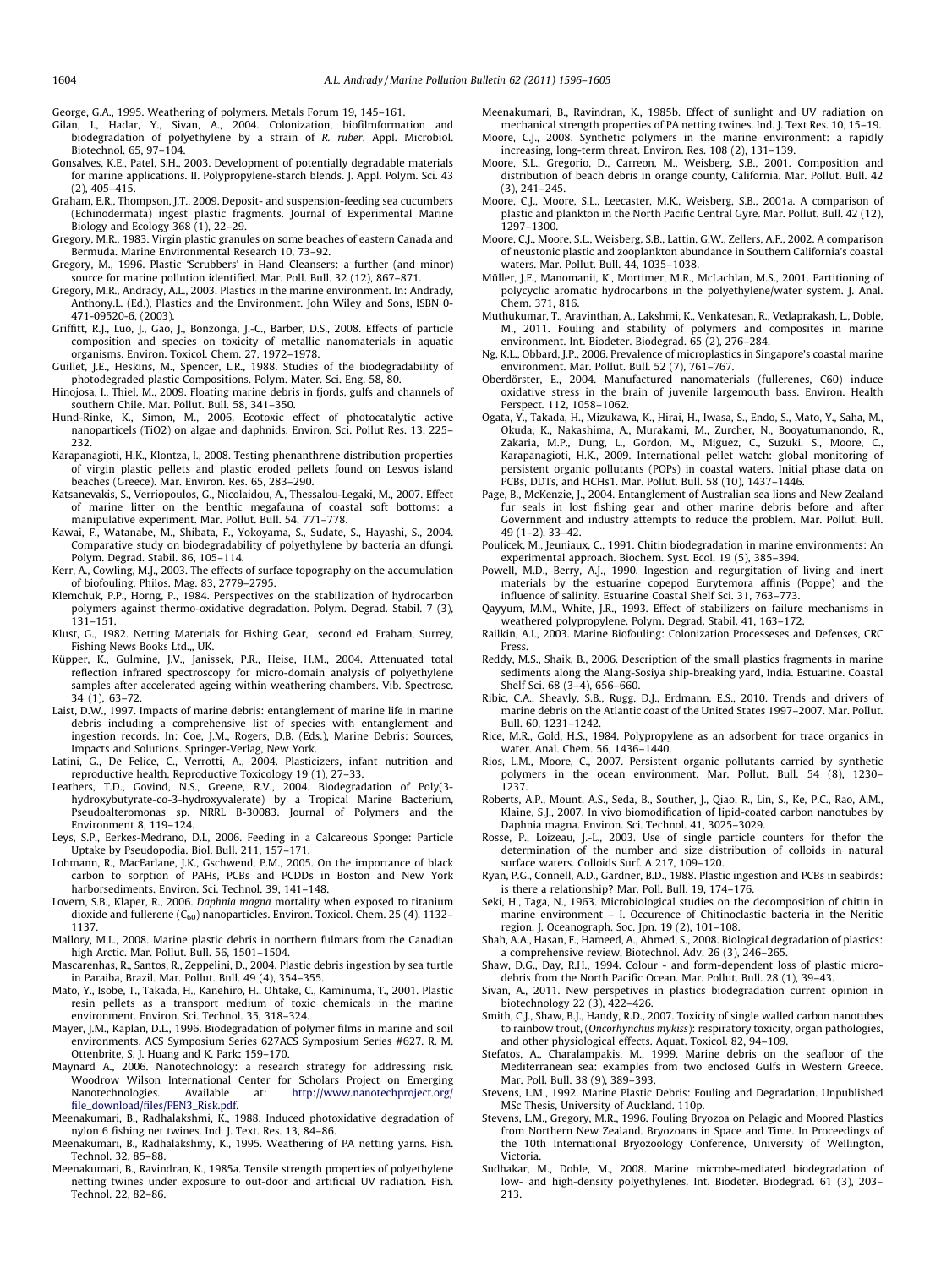George, G.A., 1995. Weathering of polymers. Metals Forum 19, 145–161.

Gilan, I., Hadar, Y., Sivan, A., 2004. Colonization, biofilmformation and biodegradation of polyethylene by a strain of *R. ruber*. Appl. Microbiol. Biotechnol. 65, 97–104.

Gonsalves, K.E., Patel, S.H., 2003. Development of potentially degradable materials for marine applications. II. Polypropylene-starch blends. J. Appl. Polym. Sci. 43 (2), 405–415.

Graham, E.R., Thompson, J.T., 2009. Deposit- and suspension-feeding sea cucumbers (Echinodermata) ingest plastic fragments. Journal of Experimental Marine Biology and Ecology 368 (1), 22–29.

Gregory, M.R., 1983. Virgin plastic granules on some beaches of eastern Canada and Bermuda. Marine Environmental Research 10, 73–92.

Gregory, M., 1996. Plastic 'Scrubbers' in Hand Cleansers: a further (and minor) source for marine pollution identified. Mar. Poll. Bull. 32 (12), 867–871.

Gregory, M.R., Andrady, A.L., 2003. Plastics in the marine environment. In: Andrady, Anthony.L. (Ed.), Plastics and the Environment. John Wiley and Sons, ISBN 0-471-09520-6, (2003).

Griffitt, R.J., Luo, J., Gao, J., Bonzonga, J.-C., Barber, D.S., 2008. Effects of particle composition and species on toxicity of metallic nanomaterials in aquatic organisms. Environ. Toxicol. Chem. 27, 1972–1978.

Guillet, J.E., Heskins, M., Spencer, L.R., 1988. Studies of the biodegradability of photodegraded plastic Compositions. Polym. Mater. Sci. Eng. 58, 80.

Hinojosa, I., Thiel, M., 2009. Floating marine debris in fjords, gulfs and channels of southern Chile. Mar. Pollut. Bull. 58, 341–350.

Hund-Rinke, K., Simon, M., 2006. Ecotoxic effect of photocatalytic active nanoparticels (TiO2) on algae and daphnids. Environ. Sci. Pollut Res. 13, 225–232.

Karapanagioti, H.K., Klontza, I., 2008. Testing phenanthrene distribution properties of virgin plastic pellets and plastic eroded pellets found on Lesvos island beaches (Greece). Mar. Environ. Res. 65, 283–290.

Katsanevakis, S., Verriopoulos, G., Nicolaidou, A., Thessalou-Legaki, M., 2007. Effect of marine litter on the benthic megafauna of coastal soft bottoms: a manipulative experiment. Mar. Pollut. Bull. 54, 771–778.

Kawai, F., Watanabe, M., Shibata, F., Yokoyama, S., Sudate, S., Hayashi, S., 2004. Comparative study on biodegradability of polyethylene by bacteria an dfungi. Polym. Degrad. Stabil. 86, 105–114.

Kerr, A., Cowling, M.J., 2003. The effects of surface topography on the accumulation of biofouling. Philos. Mag. 83, 2779–2795.

Klemchuk, P.P., Horng, P., 1984. Perspectives on the stabilization of hydrocarbon polymers against thermo-oxidative degradation. Polym. Degrad. Stabil. 7 (3), 131–151.

Klust, G., 1982. Netting Materials for Fishing Gear, second ed. Fraham, Surrey, Fishing News Books Ltd.,, UK.

Küpper, K., Gulmine, J.V., Janissek, P.R., Heise, H.M., 2004. Attenuated total reflection infrared spectroscopy for micro-domain analysis of polyethylene samples after accelerated ageing within weathering chambers. Vib. Spectrosc. 34 (1), 63–72.

Laist, D.W., 1997. Impacts of marine debris: entanglement of marine life in marine debris including a comprehensive list of species with entanglement and ingestion records. In: Coe, J.M., Rogers, D.B. (Eds.), Marine Debris: Sources, Impacts and Solutions. Springer-Verlag, New York.

Latini, G., De Felice, C., Verrotti, A., 2004. Plasticizers, infant nutrition and reproductive health. Reproductive Toxicology 19 (1), 27–33.

Leathers, T.D., Govind, N.S., Greene, R.V., 2004. Biodegradation of Poly(3-hydroxybutyrate-co-3-hydroxyvalerate) by a Tropical Marine Bacterium, Pseudoalteromonas sp. NRRL B-30083. Journal of Polymers and the Environment 8, 119–124.

Leys, S.P., Eerkes-Medrano, D.I., 2006. Feeding in a Calcareous Sponge: Particle Uptake by Pseudopodia. Biol. Bull. 211, 157–171.

Lohmann, R., MacFarlane, J.K., Gschwend, P.M., 2005. On the importance of black carbon to sorption of PAHs, PCBs and PCDDs in Boston and New York harborsediments. Environ. Sci. Technol. 39, 141–148.

Lovern, S.B., Klaper, R., 2006. *Daphnia magna* mortality when exposed to titanium dioxide and fullerene ($C_{60}$) nanoparticles. Environ. Toxicol. Chem. 25 (4), 1132–1137.

Mallory, M.L., 2008. Marine plastic debris in northern fulmars from the Canadian high Arctic. Mar. Pollut. Bull. 56, 1501–1504.

Mascarenhas, R., Santos, R., Zeppelini, D., 2004. Plastic debris ingestion by sea turtle in Paraiba, Brazil. Mar. Pollut. Bull. 49 (4), 354–355.

Mato, Y., Isobe, T., Takada, H., Kanehiro, H., Ohtake, C., Kaminuma, T., 2001. Plastic resin pellets as a transport medium of toxic chemicals in the marine environment. Environ. Sci. Technol. 35, 318–324.

Mayer, J.M., Kaplan, D.L., 1996. Biodegradation of polymer films in marine and soil environments. ACS Symposium Series 627ACS Symposium Series #627. R. M. Ottenbrite, S. J. Huang and K. Park: 159–170.

Maynard A., 2006. Nanotechnology: a research strategy for addressing risk. Woodrow Wilson International Center for Scholars Project on Emerging Nanotechnologies. Available at: http://www.nanotechproject.org/file_download/files/PEN3_Risk.pdf.

Meenakumari, B., Radhalakshmi, K., 1988. Induced photoxidative degradation of nylon 6 fishing net twines. Ind. J. Text. Res. 13, 84–86.

Meenakumari, B., Radhalakshmy, K., 1995. Weathering of PA netting yarns. Fish. Technol. 32, 85–88.

Meenakumari, B., Ravindran, K., 1985a. Tensile strength properties of polyethylene netting twines under exposure to out-door and artificial UV radiation. Fish. Technol. 22, 82–86.

Meenakumari, B., Ravindran, K., 1985b. Effect of sunlight and UV radiation on mechanical strength properties of PA netting twines. Ind. J. Text Res. 10, 15–19.

Moore, C.J., 2008. Synthetic polymers in the marine environment: a rapidly increasing, long-term threat. Environ. Res. 108 (2), 131–139.

Moore, S.L., Gregorio, D., Carreon, M., Weisberg, S.B., 2001. Composition and distribution of beach debris in orange county, California. Mar. Pollut. Bull. 42 (3), 241–245.

Moore, C.J., Moore, S.L., Leecaster, M.K., Weisberg, S.B., 2001a. A comparison of plastic and plankton in the North Pacific Central Gyre. Mar. Pollut. Bull. 42 (12), 1297–1300.

Moore, C.J., Moore, S.L., Weisberg, S.B., Lattin, G.W., Zellers, A.F., 2002. A comparison of neustonic plastic and zooplankton abundance in Southern California's coastal waters. Mar. Pollut. Bull. 44, 1035–1038.

Müller, J.F., Manomanii, K., Mortimer, M.R., McLachlan, M.S., 2001. Partitioning of polycyclic aromatic hydrocarbons in the polyethylene/water system. J. Anal. Chem. 371, 816.

Muthukumar, T., Aravinthan, A., Lakshmi, K., Venkatesan, R., Vedaprakash, L., Doble, M., 2011. Fouling and stability of polymers and composites in marine environment. Int. Biodeter. Biodegrad. 65 (2), 276–284.

Ng, K.L., Obbard, J.P., 2006. Prevalence of microplastics in Singapore's coastal marine environment. Mar. Pollut. Bull. 52 (7), 761–767.

Oberdörster, E., 2004. Manufactured nanomaterials (fullerenes, C60) induce oxidative stress in the brain of juvenile largemouth bass. Environ. Health Perspect. 112, 1058–1062.

Ogata, Y., Takada, H., Mizukawa, K., Hirai, H., Iwasa, S., Endo, S., Mato, Y., Saha, M., Okuda, K., Nakashima, A., Murakami, M., Zurcher, N., Booyatumanondo, R., Zakaria, M.P., Dung, L., Gordon, M., Miguez, C., Suzuki, S., Moore, C., Karapanagioti, H.K., 2009. International pellet watch: global monitoring of persistent organic pollutants (POPs) in coastal waters. Initial phase data on PCBs, DDTs, and HCHs1. Mar. Pollut. Bull. 58 (10), 1437–1446.

Page, B., McKenzie, J., 2004. Entanglement of Australian sea lions and New Zealand fur seals in lost fishing gear and other marine debris before and after Government and industry attempts to reduce the problem. Mar. Pollut. Bull. 49 (1–2), 33–42.

Poulicek, M., Jeuniaux, C., 1991. Chitin biodegradation in marine environments: An experimental approach. Biochem. Syst. Ecol. 19 (5), 385–394.

Powell, M.D., Berry, A.J., 1990. Ingestion and regurgitation of living and inert materials by the estuarine copepod Eurytemora affinis (Poppe) and the influence of salinity. Estuarine Coastal Shelf Sci. 31, 763–773.

Qayyum, M.M., White, J.R., 1993. Effect of stabilizers on failure mechanisms in weathered polypropylene. Polym. Degrad. Stabil. 41, 163–172.

Railkin, A.I., 2003. Marine Biofouling: Colonization Processeses and Defenses, CRC Press.

Reddy, M.S., Shaik, B., 2006. Description of the small plastics fragments in marine sediments along the Alang-Sosiya ship-breaking yard, India. Estuarine. Coastal Shelf Sci. 68 (3–4), 656–660.

Ribic, C.A., Sheavly, S.B., Rugg, D.J., Erdmann, E.S., 2010. Trends and drivers of marine debris on the Atlantic coast of the United States 1997–2007. Mar. Pollut. Bull. 60, 1231–1242.

Rice, M.R., Gold, H.S., 1984. Polypropylene as an adsorbent for trace organics in water. Anal. Chem. 56, 1436–1440.

Rios, L.M., Moore, C., 2007. Persistent organic pollutants carried by synthetic polymers in the ocean environment. Mar. Pollut. Bull. 54 (8), 1230–1237.

Roberts, A.P., Mount, A.S., Seda, B., Souther, J., Qiao, R., Lin, S., Ke, P.C., Rao, A.M., Klaine, S.J., 2007. In vivo biomodification of lipid-coated carbon nanotubes by Daphnia magna. Environ. Sci. Technol. 41, 3025–3029.

Rosse, P., Loizeau, J.-L., 2003. Use of single particle counters for thefor the determination of the number and size distribution of colloids in natural surface waters. Colloids Surf. A 217, 109–120.

Ryan, P.G., Connell, A.D., Gardner, B.D., 1988. Plastic ingestion and PCBs in seabirds: is there a relationship? Mar. Poll. Bull. 19, 174–176.

Seki, H., Taga, N., 1963. Microbiological studies on the decomposition of chitin in marine environment – I. Occurence of Chitinoclastic bacteria in the Neritic region. J. Oceanograph. Soc. Jpn. 19 (2), 101–108.

Shah, A.A., Hasan, F., Hameed, A., Ahmed, S., 2008. Biological degradation of plastics: a comprehensive review. Biotechnol. Adv. 26 (3), 246–265.

Shaw, D.G., Day, R.H., 1994. Colour - and form-dependent loss of plastic micro-debris from the North Pacific Ocean. Mar. Pollut. Bull. 28 (1), 39–43.

Sivan, A., 2011. New perspectives in plastics biodegradation current opinion in biotechnology 22 (3), 422–426.

Smith, C.J., Shaw, B.J., Handy, R.D., 2007. Toxicity of single walled carbon nanotubes to rainbow trout, (*Oncorhynchus mykiss*): respiratory toxicity, organ pathologies, and other physiological effects. Aquat. Toxicol. 82, 94–109.

Stefatos, A., Charalampakis, M., 1999. Marine debris on the seafloor of the Mediterranean sea: examples from two enclosed Gulfs in Western Greece. Mar. Poll. Bull. 38 (9), 389–393.

Stevens, L.M., 1992. Marine Plastic Debris: Fouling and Degradation. Unpublished MSc Thesis, University of Auckland. 110p.

Stevens, L.M., Gregory, M.R., 1996. Fouling Bryozoa on Pelagic and Moored Plastics from Northern New Zealand. Bryozoans in Space and Time. In Proceedings of the 10th International Bryozoology Conference, University of Wellington, Victoria.

Sudhakar, M., Doble, M., 2008. Marine microbe-mediated biodegradation of low- and high-density polyethylenes. Int. Biodeter. Biodegrad. 61 (3), 203–213.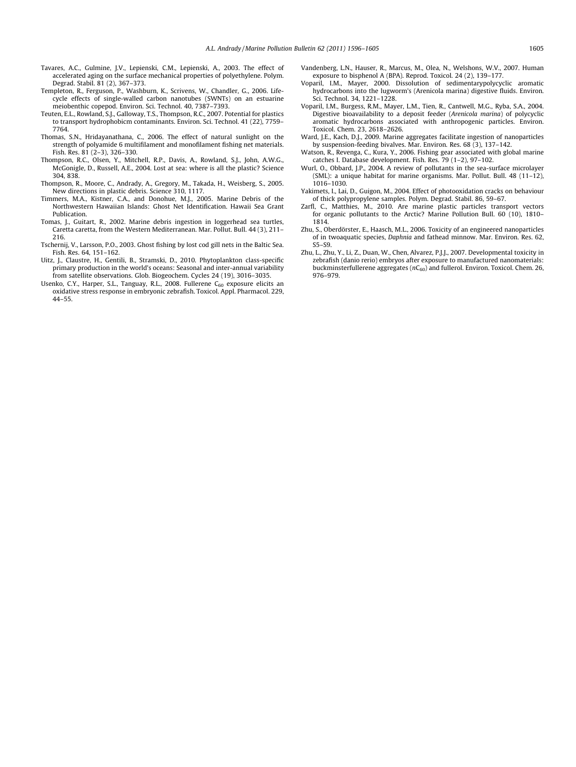Tavares, A.C., Gulmine, J.V., Lepienski, C.M., Lepienski, A., 2003. The effect of accelerated aging on the surface mechanical properties of polyethylene. Polym. Degrad. Stabil. 81 (2), 367–373.

Templeton, R., Ferguson, P., Washburn, K., Scrivens, W., Chandler, G., 2006. Life-cycle effects of single-walled carbon nanotubes (SWNTs) on an estuarine meiobenthic copepod. Environ. Sci. Technol. 40, 7387–7393.

Teuten, E.L., Rowland, S.J., Galloway, T.S., Thompson, R.C., 2007. Potential for plastics to transport hydrophobicm contaminants. Environ. Sci. Technol. 41 (22), 7759–7764.

Thomas, S.N., Hridayanathana, C., 2006. The effect of natural sunlight on the strength of polyamide 6 multifilament and monofilament fishing net materials. Fish. Res. 81 (2–3), 326–330.

Thompson, R.C., Olsen, Y., Mitchell, R.P., Davis, A., Rowland, S.J., John, A.W.G., McGonigle, D., Russell, A.E., 2004. Lost at sea: where is all the plastic? Science 304, 838.

Thompson, R., Moore, C., Andrady, A., Gregory, M., Takada, H., Weisberg, S., 2005. New directions in plastic debris. Science 310, 1117.

Timmers, M.A., Kistner, C.A., and Donohue, M.J., 2005. Marine Debris of the Northwestern Hawaiian Islands: Ghost Net Identification. Hawaii Sea Grant Publication.

Tomas, J., Guitart, R., 2002. Marine debris ingestion in loggerhead sea turtles, Caretta caretta, from the Western Mediterranean. Mar. Pollut. Bull. 44 (3), 211–216.

Tschernij, V., Larsson, P.O., 2003. Ghost fishing by lost cod gill nets in the Baltic Sea. Fish. Res. 64, 151–162.

Uitz, J., Claustre, H., Gentili, B., Stramski, D., 2010. Phytoplankton class-specific primary production in the world's oceans: Seasonal and inter-annual variability from satellite observations. Glob. Biogeochem. Cycles 24 (19), 3016–3035.

Usenko, C.Y., Harper, S.L., Tanguay, R.L., 2008. Fullerene $C_{60}$ exposure elicits an oxidative stress response in embryonic zebrafish. Toxicol. Appl. Pharmacol. 229, 44–55.

Vandenberg, L.N., Hauser, R., Marcus, M., Olea, N., Welshons, W.V., 2007. Human exposure to bisphenol A (BPA). Reprod. Toxicol. 24 (2), 139–177.

Voparil, I.M., Mayer, 2000. Dissolution of sedimentarypolycyclic aromatic hydrocarbons into the lugworm's (Arenicola marina) digestive fluids. Environ. Sci. Technol. 34, 1221–1228.

Voparil, I.M., Burgess, R.M., Mayer, L.M., Tien, R., Cantwell, M.G., Ryba, S.A., 2004. Digestive bioavailability to a deposit feeder (*Arenicola marina*) of polycyclic aromatic hydrocarbons associated with anthropogenic particles. Environ. Toxicol. Chem. 23, 2618–2626.

Ward, J.E., Kach, D.J., 2009. Marine aggregates facilitate ingestion of nanoparticles by suspension-feeding bivalves. Mar. Environ. Res. 68 (3), 137–142.

Watson, R., Revenga, C., Kura, Y., 2006. Fishing gear associated with global marine catches I. Database development. Fish. Res. 79 (1–2), 97–102.

Wurl, O., Obbard, J.P., 2004. A review of pollutants in the sea-surface microlayer (SML): a unique habitat for marine organisms. Mar. Pollut. Bull. 48 (11–12), 1016–1030.

Yakimets, I., Lai, D., Guigon, M., 2004. Effect of photooxidation cracks on behaviour of thick polypropylene samples. Polym. Degrad. Stabil. 86, 59–67.

Zarfl, C., Matthies, M., 2010. Are marine plastic particles transport vectors for organic pollutants to the Arctic? Marine Pollution Bull. 60 (10), 1810–1814.

Zhu, S., Oberdörster, E., Haasch, M.L., 2006. Toxicity of an engineered nanoparticles of in twoaquatic species, *Daphnia* and fathead minnow. Mar. Environ. Res. 62, S5–S9.

Zhu, L., Zhu, Y., Li, Z., Duan, W., Chen, Alvarez, P.J.J., 2007. Developmental toxicity in zebrafish (danio rerio) embryos after exposure to manufactured nanomaterials: buckminsterfullerene aggregates ($nC_{60}$) and fullerol. Environ. Toxicol. Chem. 26, 976–979.